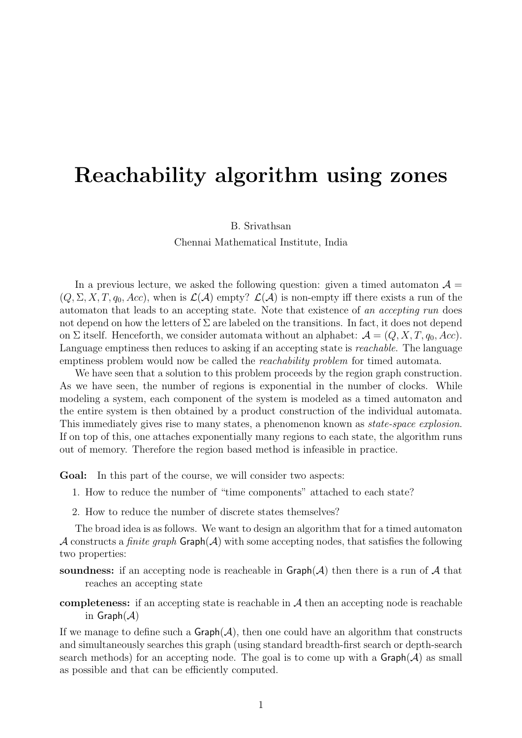# Reachability algorithm using zones

B. Srivathsan
Chennai Mathematical Institute, India

In a previous lecture, we asked the following question: given a timed automaton $\mathcal{A} = (Q, \Sigma, X, T, q_0, Acc)$, when is $\mathcal{L}(\mathcal{A})$ empty? $\mathcal{L}(\mathcal{A})$ is non-empty iff there exists a run of the automaton that leads to an accepting state. Note that existence of *an accepting run* does not depend on how the letters of $\Sigma$ are labeled on the transitions. In fact, it does not depend on $\Sigma$ itself. Henceforth, we consider automata without an alphabet: $\mathcal{A} = (Q, X, T, q_0, Acc)$. Language emptiness then reduces to asking if an accepting state is *reachable*. The language emptiness problem would now be called the *reachability problem* for timed automata.

We have seen that a solution to this problem proceeds by the region graph construction. As we have seen, the number of regions is exponential in the number of clocks. While modeling a system, each component of the system is modeled as a timed automaton and the entire system is then obtained by a product construction of the individual automata. This immediately gives rise to many states, a phenomenon known as *state-space explosion*. If on top of this, one attaches exponentially many regions to each state, the algorithm runs out of memory. Therefore the region based method is infeasible in practice.

**Goal:** In this part of the course, we will consider two aspects:

1. How to reduce the number of "time components" attached to each state?
2. How to reduce the number of discrete states themselves?

The broad idea is as follows. We want to design an algorithm that for a timed automaton $\mathcal{A}$ constructs a *finite graph* $\mathsf{Graph}(\mathcal{A})$ with some accepting nodes, that satisfies the following two properties:

**soundness:** if an accepting node is reacheable in $\mathsf{Graph}(\mathcal{A})$ then there is a run of $\mathcal{A}$ that reaches an accepting state

**completeness:** if an accepting state is reachable in $\mathcal{A}$ then an accepting node is reachable in $\mathsf{Graph}(\mathcal{A})$

If we manage to define such a $\mathsf{Graph}(\mathcal{A})$, then one could have an algorithm that constructs and simultaneously searches this graph (using standard breadth-first search or depth-search search methods) for an accepting node. The goal is to come up with a $\mathsf{Graph}(\mathcal{A})$ as small as possible and that can be efficiently computed.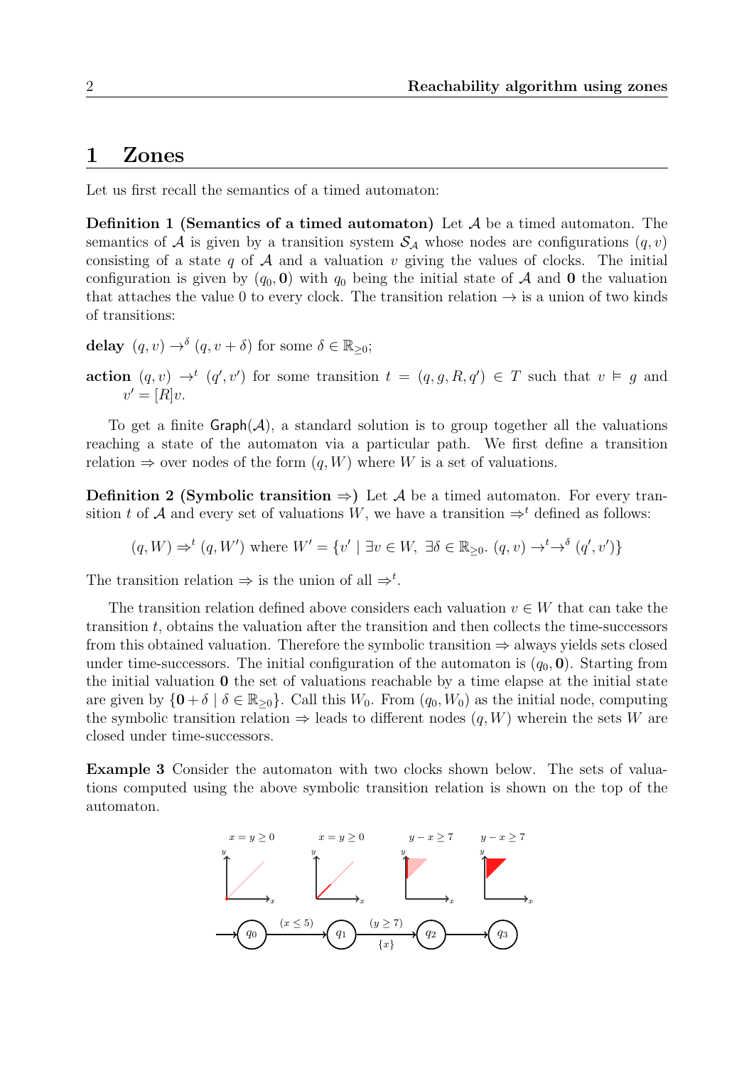## 1 Zones

Let us first recall the semantics of a timed automaton:

**Definition 1 (Semantics of a timed automaton)** Let $\mathcal{A}$ be a timed automaton. The semantics of $\mathcal{A}$ is given by a transition system $\mathcal{S}_\mathcal{A}$ whose nodes are configurations $(q, v)$ consisting of a state $q$ of $\mathcal{A}$ and a valuation $v$ giving the values of clocks. The initial configuration is given by $(q_0, \mathbf{0})$ with $q_0$ being the initial state of $\mathcal{A}$ and $\mathbf{0}$ the valuation that attaches the value 0 to every clock. The transition relation $\rightarrow$ is a union of two kinds of transitions:

**delay** $(q, v) \rightarrow^{\delta} (q, v + \delta)$ for some $\delta \in \mathbb{R}_{\geq 0}$;

**action** $(q, v) \rightarrow^{t} (q', v')$ for some transition $t = (q, g, R, q') \in T$ such that $v \vDash g$ and $v' = [R]v$.

To get a finite $\mathsf{Graph}(\mathcal{A})$, a standard solution is to group together all the valuations reaching a state of the automaton via a particular path. We first define a transition relation $\Rightarrow$ over nodes of the form $(q, W)$ where $W$ is a set of valuations.

**Definition 2 (Symbolic transition $\Rightarrow$)** Let $\mathcal{A}$ be a timed automaton. For every transition $t$ of $\mathcal{A}$ and every set of valuations $W$, we have a transition $\Rightarrow^t$ defined as follows:

$$(q, W) \Rightarrow^t (q, W') \text{ where } W' = \{v' \mid \exists v \in W,\ \exists \delta \in \mathbb{R}_{\geq 0}.\ (q, v) \rightarrow^{t} \rightarrow^{\delta} (q', v')\}$$

The transition relation $\Rightarrow$ is the union of all $\Rightarrow^t$.

The transition relation defined above considers each valuation $v \in W$ that can take the transition $t$, obtains the valuation after the transition and then collects the time-successors from this obtained valuation. Therefore the symbolic transition $\Rightarrow$ always yields sets closed under time-successors. The initial configuration of the automaton is $(q_0, \mathbf{0})$. Starting from the initial valuation $\mathbf{0}$ the set of valuations reachable by a time elapse at the initial state are given by $\{\mathbf{0} + \delta \mid \delta \in \mathbb{R}_{\geq 0}\}$. Call this $W_0$. From $(q_0, W_0)$ as the initial node, computing the symbolic transition relation $\Rightarrow$ leads to different nodes $(q, W)$ wherein the sets $W$ are closed under time-successors.

**Example 3** Consider the automaton with two clocks shown below. The sets of valuations computed using the above symbolic transition relation is shown on the top of the automaton.

$x = y \geq 0$ &nbsp;&nbsp; $x = y \geq 0$ &nbsp;&nbsp; $y - x \geq 7$ &nbsp;&nbsp; $y - x \geq 7$

$\rightarrow q_0 \xrightarrow{(x \leq 5)} q_1 \xrightarrow[\{x\}]{(y \geq 7)} q_2 \rightarrow q_3$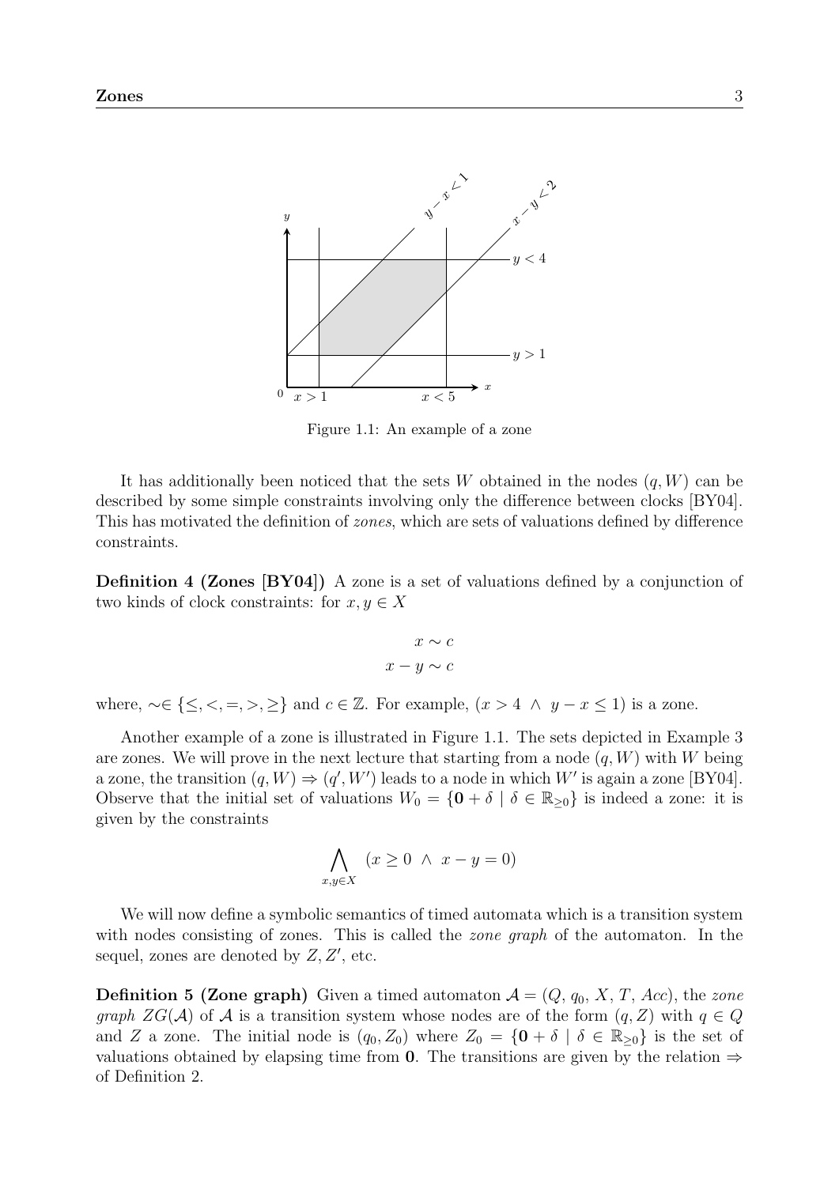Figure 1.1: An example of a zone

It has additionally been noticed that the sets $W$ obtained in the nodes $(q, W)$ can be described by some simple constraints involving only the difference between clocks [BY04]. This has motivated the definition of *zones*, which are sets of valuations defined by difference constraints.

**Definition 4 (Zones [BY04])** A zone is a set of valuations defined by a conjunction of two kinds of clock constraints: for $x, y \in X$

$$x \sim c$$
$$x - y \sim c$$

where, $\sim \in \{\leq, <, =, >, \geq\}$ and $c \in \mathbb{Z}$. For example, $(x > 4 \ \wedge \ y - x \leq 1)$ is a zone.

Another example of a zone is illustrated in Figure 1.1. The sets depicted in Example 3 are zones. We will prove in the next lecture that starting from a node $(q, W)$ with $W$ being a zone, the transition $(q, W) \Rightarrow (q', W')$ leads to a node in which $W'$ is again a zone [BY04]. Observe that the initial set of valuations $W_0 = \{\mathbf{0} + \delta \mid \delta \in \mathbb{R}_{\geq 0}\}$ is indeed a zone: it is given by the constraints

$$\bigwedge_{x,y \in X} (x \geq 0 \ \wedge \ x - y = 0)$$

We will now define a symbolic semantics of timed automata which is a transition system with nodes consisting of zones. This is called the *zone graph* of the automaton. In the sequel, zones are denoted by $Z, Z'$, etc.

**Definition 5 (Zone graph)** Given a timed automaton $\mathcal{A} = (Q, q_0, X, T, Acc)$, the *zone graph* $ZG(\mathcal{A})$ of $\mathcal{A}$ is a transition system whose nodes are of the form $(q, Z)$ with $q \in Q$ and $Z$ a zone. The initial node is $(q_0, Z_0)$ where $Z_0 = \{\mathbf{0} + \delta \mid \delta \in \mathbb{R}_{\geq 0}\}$ is the set of valuations obtained by elapsing time from $\mathbf{0}$. The transitions are given by the relation $\Rightarrow$ of Definition 2.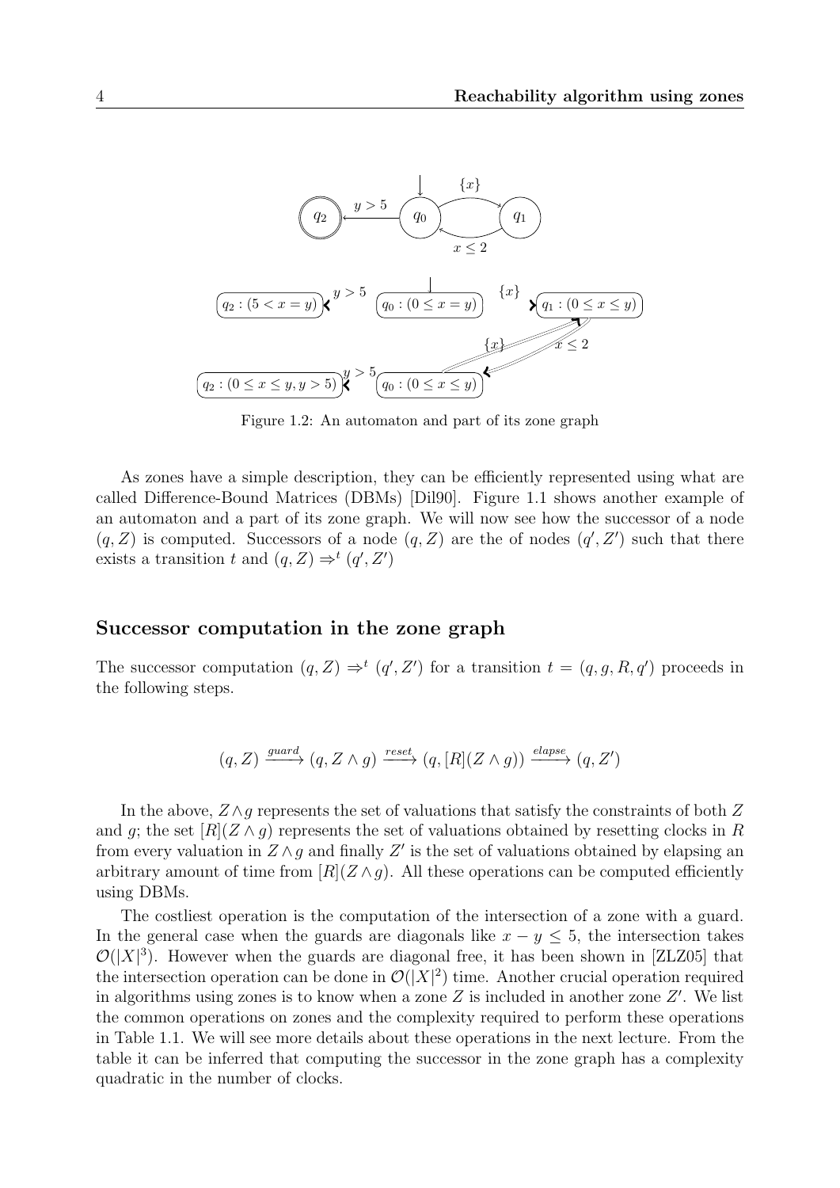Figure 1.2: An automaton and part of its zone graph

As zones have a simple description, they can be efficiently represented using what are called Difference-Bound Matrices (DBMs) [Dil90]. Figure 1.1 shows another example of an automaton and a part of its zone graph. We will now see how the successor of a node $(q, Z)$ is computed. Successors of a node $(q, Z)$ are the of nodes $(q', Z')$ such that there exists a transition $t$ and $(q, Z) \Rightarrow^t (q', Z')$

## Successor computation in the zone graph

The successor computation $(q, Z) \Rightarrow^t (q', Z')$ for a transition $t = (q, g, R, q')$ proceeds in the following steps.

$$(q, Z) \xrightarrow{guard} (q, Z \wedge g) \xrightarrow{reset} (q, [R](Z \wedge g)) \xrightarrow{elapse} (q, Z')$$

In the above, $Z \wedge g$ represents the set of valuations that satisfy the constraints of both $Z$ and $g$; the set $[R](Z \wedge g)$ represents the set of valuations obtained by resetting clocks in $R$ from every valuation in $Z \wedge g$ and finally $Z'$ is the set of valuations obtained by elapsing an arbitrary amount of time from $[R](Z \wedge g)$. All these operations can be computed efficiently using DBMs.

The costliest operation is the computation of the intersection of a zone with a guard. In the general case when the guards are diagonals like $x - y \leq 5$, the intersection takes $\mathcal{O}(|X|^3)$. However when the guards are diagonal free, it has been shown in [ZLZ05] that the intersection operation can be done in $\mathcal{O}(|X|^2)$ time. Another crucial operation required in algorithms using zones is to know when a zone $Z$ is included in another zone $Z'$. We list the common operations on zones and the complexity required to perform these operations in Table 1.1. We will see more details about these operations in the next lecture. From the table it can be inferred that computing the successor in the zone graph has a complexity quadratic in the number of clocks.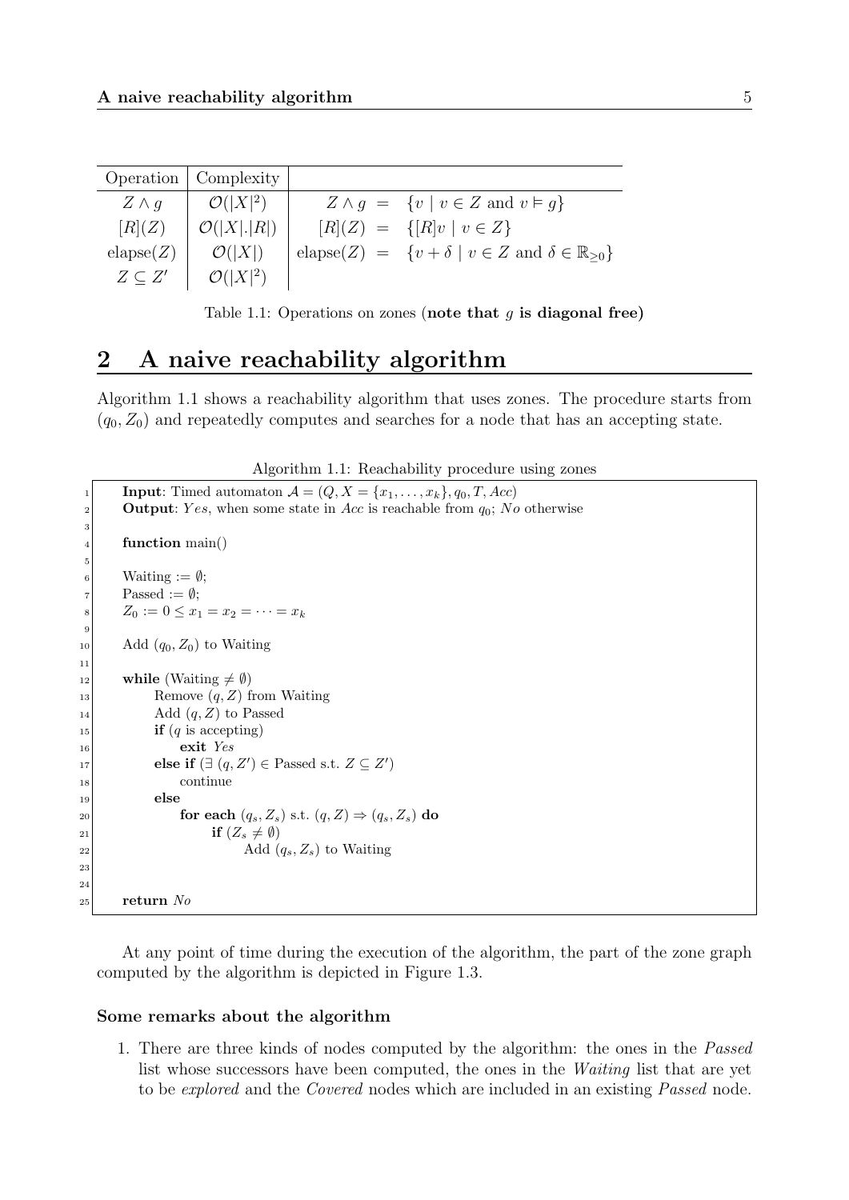| Operation | Complexity | |
|---|---|---|
| $Z \wedge g$ | $\mathcal{O}(\|X\|^2)$ | $Z \wedge g \ = \ \{v \mid v \in Z \text{ and } v \models g\}$ |
| $[R](Z)$ | $\mathcal{O}(\|X\|.\|R\|)$ | $[R](Z) \ = \ \{[R]v \mid v \in Z\}$ |
| $\text{elapse}(Z)$ | $\mathcal{O}(\|X\|)$ | $\text{elapse}(Z) \ = \ \{v + \delta \mid v \in Z \text{ and } \delta \in \mathbb{R}_{\geq 0}\}$ |
| $Z \subseteq Z'$ | $\mathcal{O}(\|X\|^2)$ | |

Table 1.1: Operations on zones (**note that $g$ is diagonal free**)

## 2 A naive reachability algorithm

Algorithm 1.1 shows a reachability algorithm that uses zones. The procedure starts from $(q_0, Z_0)$ and repeatedly computes and searches for a node that has an accepting state.

Algorithm 1.1: Reachability procedure using zones

```
1   Input: Timed automaton A = (Q, X = {x_1, ..., x_k}, q_0, T, Acc)
2   Output: Yes, when some state in Acc is reachable from q_0; No otherwise
3
4   function main()
5
6   Waiting := ∅;
7   Passed := ∅;
8   Z_0 := 0 ≤ x_1 = x_2 = ··· = x_k
9
10  Add (q_0, Z_0) to Waiting
11
12  while (Waiting ≠ ∅)
13      Remove (q, Z) from Waiting
14      Add (q, Z) to Passed
15      if (q is accepting)
16          exit Yes
17      else if (∃ (q, Z') ∈ Passed s.t. Z ⊆ Z')
18          continue
19      else
20          for each (q_s, Z_s) s.t. (q, Z) ⇒ (q_s, Z_s) do
21              if (Z_s ≠ ∅)
22                  Add (q_s, Z_s) to Waiting
23
24
25  return No
```

At any point of time during the execution of the algorithm, the part of the zone graph computed by the algorithm is depicted in Figure 1.3.

### Some remarks about the algorithm

1. There are three kinds of nodes computed by the algorithm: the ones in the *Passed* list whose successors have been computed, the ones in the *Waiting* list that are yet to be *explored* and the *Covered* nodes which are included in an existing *Passed* node.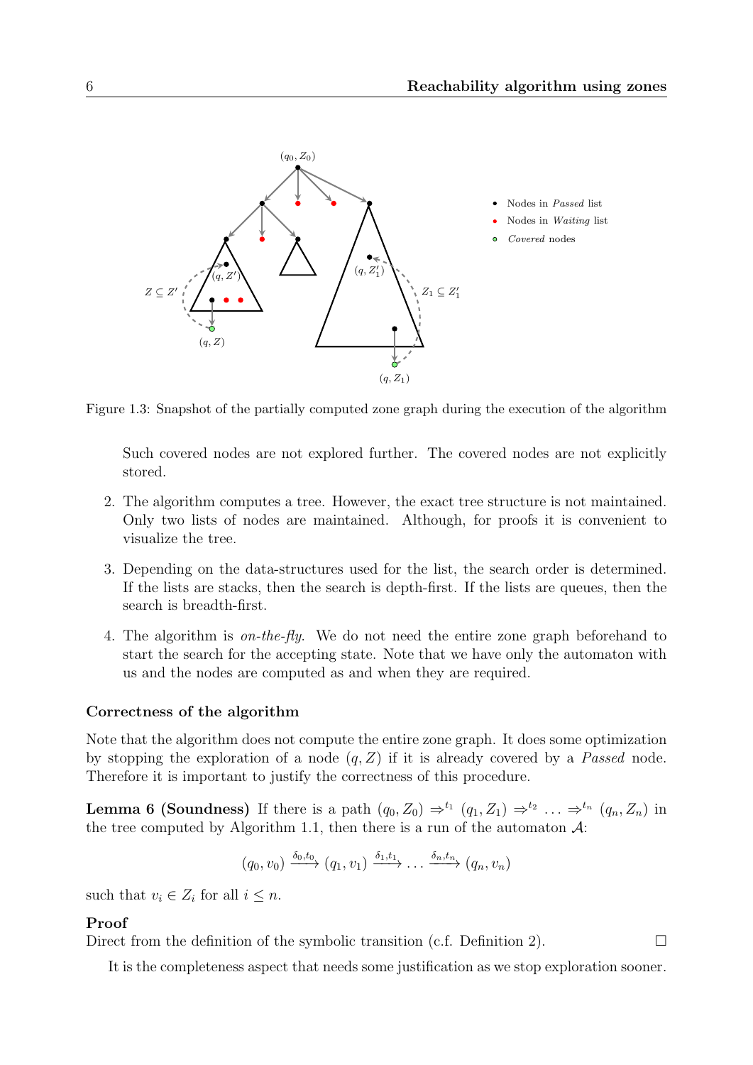Figure 1.3: Snapshot of the partially computed zone graph during the execution of the algorithm

Such covered nodes are not explored further. The covered nodes are not explicitly stored.

2. The algorithm computes a tree. However, the exact tree structure is not maintained. Only two lists of nodes are maintained. Although, for proofs it is convenient to visualize the tree.

3. Depending on the data-structures used for the list, the search order is determined. If the lists are stacks, then the search is depth-first. If the lists are queues, then the search is breadth-first.

4. The algorithm is *on-the-fly*. We do not need the entire zone graph beforehand to start the search for the accepting state. Note that we have only the automaton with us and the nodes are computed as and when they are required.

### Correctness of the algorithm

Note that the algorithm does not compute the entire zone graph. It does some optimization by stopping the exploration of a node $(q, Z)$ if it is already covered by a *Passed* node. Therefore it is important to justify the correctness of this procedure.

**Lemma 6 (Soundness)** If there is a path $(q_0, Z_0) \Rightarrow^{t_1} (q_1, Z_1) \Rightarrow^{t_2} \dots \Rightarrow^{t_n} (q_n, Z_n)$ in the tree computed by Algorithm 1.1, then there is a run of the automaton $\mathcal{A}$:

$$(q_0, v_0) \xrightarrow{\delta_0, t_0} (q_1, v_1) \xrightarrow{\delta_1, t_1} \dots \xrightarrow{\delta_n, t_n} (q_n, v_n)$$

such that $v_i \in Z_i$ for all $i \leq n$.

**Proof**
Direct from the definition of the symbolic transition (c.f. Definition 2). □

It is the completeness aspect that needs some justification as we stop exploration sooner.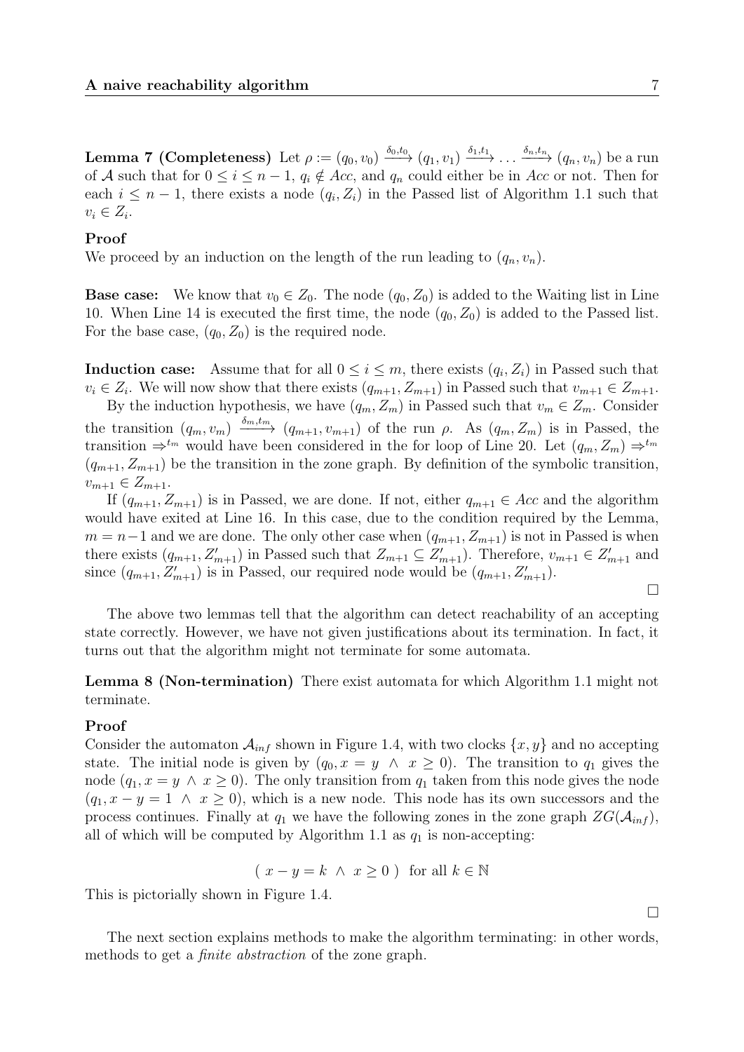**Lemma 7 (Completeness)** Let $\rho := (q_0, v_0) \xrightarrow{\delta_0, t_0} (q_1, v_1) \xrightarrow{\delta_1, t_1} \dots \xrightarrow{\delta_n, t_n} (q_n, v_n)$ be a run of $\mathcal{A}$ such that for $0 \leq i \leq n-1$, $q_i \notin Acc$, and $q_n$ could either be in $Acc$ or not. Then for each $i \leq n-1$, there exists a node $(q_i, Z_i)$ in the Passed list of Algorithm 1.1 such that $v_i \in Z_i$.

**Proof**

We proceed by an induction on the length of the run leading to $(q_n, v_n)$.

**Base case:** We know that $v_0 \in Z_0$. The node $(q_0, Z_0)$ is added to the Waiting list in Line 10. When Line 14 is executed the first time, the node $(q_0, Z_0)$ is added to the Passed list. For the base case, $(q_0, Z_0)$ is the required node.

**Induction case:** Assume that for all $0 \leq i \leq m$, there exists $(q_i, Z_i)$ in Passed such that $v_i \in Z_i$. We will now show that there exists $(q_{m+1}, Z_{m+1})$ in Passed such that $v_{m+1} \in Z_{m+1}$.

By the induction hypothesis, we have $(q_m, Z_m)$ in Passed such that $v_m \in Z_m$. Consider the transition $(q_m, v_m) \xrightarrow{\delta_m, t_m} (q_{m+1}, v_{m+1})$ of the run $\rho$. As $(q_m, Z_m)$ is in Passed, the transition $\Rightarrow^{t_m}$ would have been considered in the for loop of Line 20. Let $(q_m, Z_m) \Rightarrow^{t_m} (q_{m+1}, Z_{m+1})$ be the transition in the zone graph. By definition of the symbolic transition, $v_{m+1} \in Z_{m+1}$.

If $(q_{m+1}, Z_{m+1})$ is in Passed, we are done. If not, either $q_{m+1} \in Acc$ and the algorithm would have exited at Line 16. In this case, due to the condition required by the Lemma, $m = n-1$ and we are done. The only other case when $(q_{m+1}, Z_{m+1})$ is not in Passed is when there exists $(q_{m+1}, Z'_{m+1})$ in Passed such that $Z_{m+1} \subseteq Z'_{m+1}$). Therefore, $v_{m+1} \in Z'_{m+1}$ and since $(q_{m+1}, Z'_{m+1})$ is in Passed, our required node would be $(q_{m+1}, Z'_{m+1})$.

$\square$

The above two lemmas tell that the algorithm can detect reachability of an accepting state correctly. However, we have not given justifications about its termination. In fact, it turns out that the algorithm might not terminate for some automata.

**Lemma 8 (Non-termination)** There exist automata for which Algorithm 1.1 might not terminate.

**Proof**

Consider the automaton $\mathcal{A}_{inf}$ shown in Figure 1.4, with two clocks $\{x, y\}$ and no accepting state. The initial node is given by $(q_0, x = y \ \wedge \ x \geq 0)$. The transition to $q_1$ gives the node $(q_1, x = y \wedge x \geq 0)$. The only transition from $q_1$ taken from this node gives the node $(q_1, x - y = 1 \ \wedge \ x \geq 0)$, which is a new node. This node has its own successors and the process continues. Finally at $q_1$ we have the following zones in the zone graph $ZG(\mathcal{A}_{inf})$, all of which will be computed by Algorithm 1.1 as $q_1$ is non-accepting:

$$( \ x - y = k \ \wedge \ x \geq 0 \ ) \quad \text{for all } k \in \mathbb{N}$$

This is pictorially shown in Figure 1.4.

$\square$

The next section explains methods to make the algorithm terminating: in other words, methods to get a *finite abstraction* of the zone graph.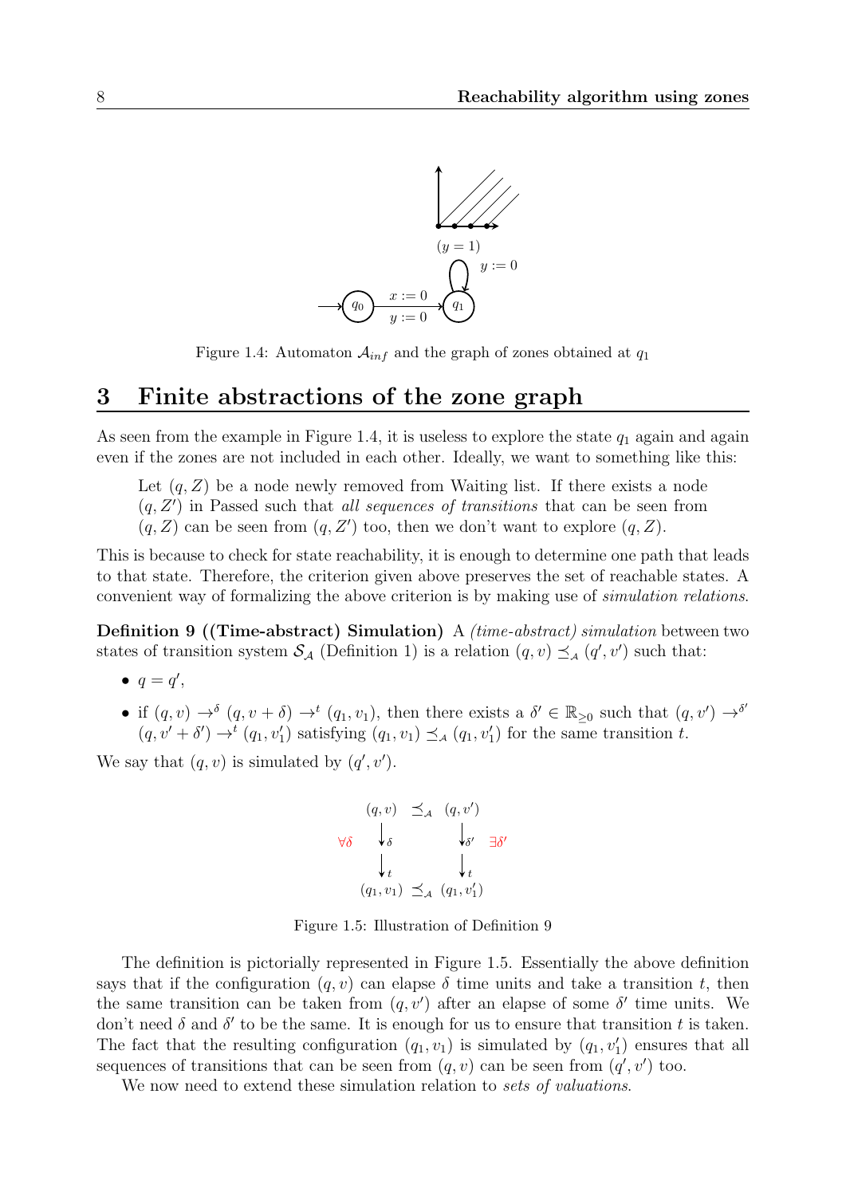Figure 1.4: Automaton $\mathcal{A}_{inf}$ and the graph of zones obtained at $q_1$

## 3 Finite abstractions of the zone graph

As seen from the example in Figure 1.4, it is useless to explore the state $q_1$ again and again even if the zones are not included in each other. Ideally, we want to something like this:

> Let $(q, Z)$ be a node newly removed from Waiting list. If there exists a node $(q, Z')$ in Passed such that *all sequences of transitions* that can be seen from $(q, Z)$ can be seen from $(q, Z')$ too, then we don't want to explore $(q, Z)$.

This is because to check for state reachability, it is enough to determine one path that leads to that state. Therefore, the criterion given above preserves the set of reachable states. A convenient way of formalizing the above criterion is by making use of *simulation relations*.

**Definition 9 ((Time-abstract) Simulation)** A *(time-abstract) simulation* between two states of transition system $\mathcal{S}_{\mathcal{A}}$ (Definition 1) is a relation $(q, v) \preceq_{\mathcal{A}} (q', v')$ such that:

- $q = q'$,
- if $(q, v) \rightarrow^{\delta} (q, v + \delta) \rightarrow^{t} (q_1, v_1)$, then there exists a $\delta' \in \mathbb{R}_{\geq 0}$ such that $(q, v') \rightarrow^{\delta'} (q, v' + \delta') \rightarrow^{t} (q_1, v'_1)$ satisfying $(q_1, v_1) \preceq_{\mathcal{A}} (q_1, v'_1)$ for the same transition $t$.

We say that $(q, v)$ is simulated by $(q', v')$.

Figure 1.5: Illustration of Definition 9

The definition is pictorially represented in Figure 1.5. Essentially the above definition says that if the configuration $(q, v)$ can elapse $\delta$ time units and take a transition $t$, then the same transition can be taken from $(q, v')$ after an elapse of some $\delta'$ time units. We don't need $\delta$ and $\delta'$ to be the same. It is enough for us to ensure that transition $t$ is taken. The fact that the resulting configuration $(q_1, v_1)$ is simulated by $(q_1, v'_1)$ ensures that all sequences of transitions that can be seen from $(q, v)$ can be seen from $(q', v')$ too.

We now need to extend these simulation relation to *sets of valuations*.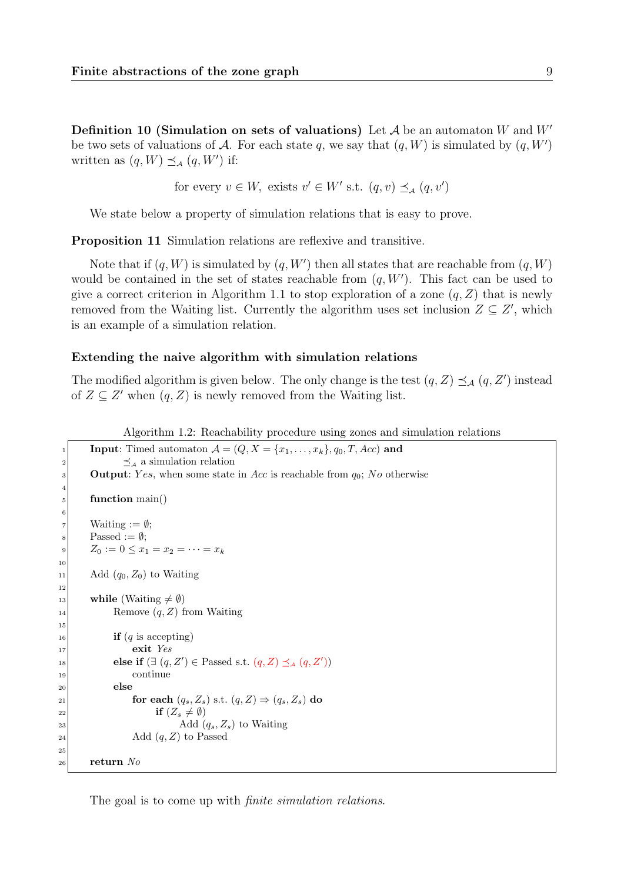**Definition 10 (Simulation on sets of valuations)** Let $\mathcal{A}$ be an automaton $W$ and $W'$ be two sets of valuations of $\mathcal{A}$. For each state $q$, we say that $(q, W)$ is simulated by $(q, W')$ written as $(q, W) \preceq_{\mathcal{A}} (q, W')$ if:

$$\text{for every } v \in W, \text{ exists } v' \in W' \text{ s.t. } (q, v) \preceq_{\mathcal{A}} (q, v')$$

We state below a property of simulation relations that is easy to prove.

**Proposition 11** Simulation relations are reflexive and transitive.

Note that if $(q, W)$ is simulated by $(q, W')$ then all states that are reachable from $(q, W)$ would be contained in the set of states reachable from $(q, W')$. This fact can be used to give a correct criterion in Algorithm 1.1 to stop exploration of a zone $(q, Z)$ that is newly removed from the Waiting list. Currently the algorithm uses set inclusion $Z \subseteq Z'$, which is an example of a simulation relation.

### Extending the naive algorithm with simulation relations

The modified algorithm is given below. The only change is the test $(q, Z) \preceq_{\mathcal{A}} (q, Z')$ instead of $Z \subseteq Z'$ when $(q, Z)$ is newly removed from the Waiting list.

Algorithm 1.2: Reachability procedure using zones and simulation relations

```
1   Input: Timed automaton A = (Q, X = {x_1, ..., x_k}, q_0, T, Acc) and
2          ≼_A a simulation relation
3   Output: Yes, when some state in Acc is reachable from q_0; No otherwise
4
5   function main()
6
7   Waiting := ∅;
8   Passed := ∅;
9   Z_0 := 0 ≤ x_1 = x_2 = ··· = x_k
10
11  Add (q_0, Z_0) to Waiting
12
13  while (Waiting ≠ ∅)
14      Remove (q, Z) from Waiting
15
16      if (q is accepting)
17          exit Yes
18      else if (∃ (q, Z') ∈ Passed s.t. (q, Z) ≼_A (q, Z'))
19          continue
20      else
21          for each (q_s, Z_s) s.t. (q, Z) ⇒ (q_s, Z_s) do
22              if (Z_s ≠ ∅)
23                  Add (q_s, Z_s) to Waiting
24          Add (q, Z) to Passed
25
26  return No
```

The goal is to come up with *finite simulation relations*.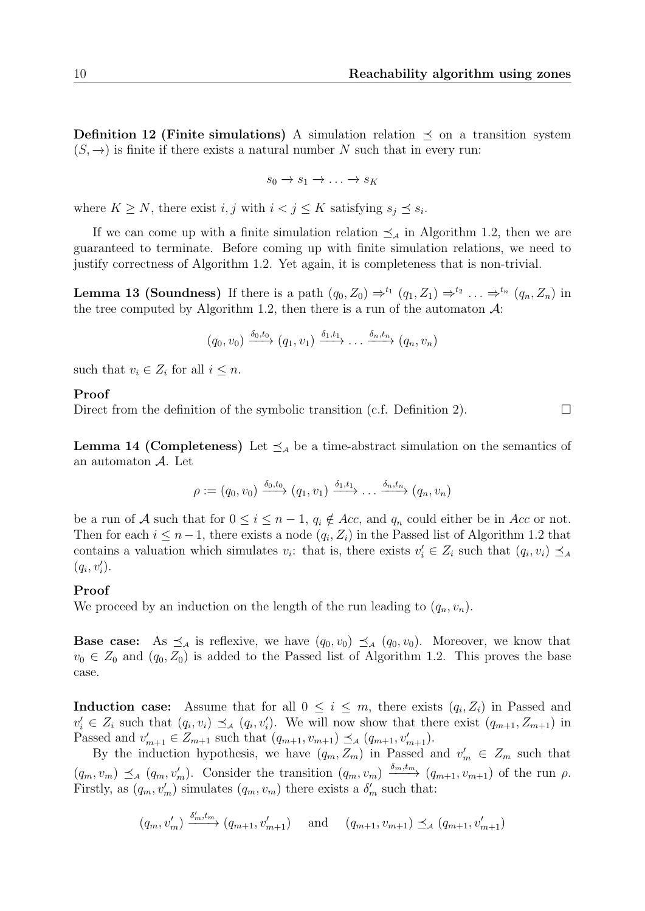**Definition 12 (Finite simulations)** A simulation relation $\preceq$ on a transition system $(S, \rightarrow)$ is finite if there exists a natural number $N$ such that in every run:

$$s_0 \rightarrow s_1 \rightarrow \ldots \rightarrow s_K$$

where $K \geq N$, there exist $i, j$ with $i < j \leq K$ satisfying $s_j \preceq s_i$.

If we can come up with a finite simulation relation $\preceq_{\mathcal{A}}$ in Algorithm 1.2, then we are guaranteed to terminate. Before coming up with finite simulation relations, we need to justify correctness of Algorithm 1.2. Yet again, it is completeness that is non-trivial.

**Lemma 13 (Soundness)** If there is a path $(q_0, Z_0) \Rightarrow^{t_1} (q_1, Z_1) \Rightarrow^{t_2} \ldots \Rightarrow^{t_n} (q_n, Z_n)$ in the tree computed by Algorithm 1.2, then there is a run of the automaton $\mathcal{A}$:

$$(q_0, v_0) \xrightarrow{\delta_0, t_0} (q_1, v_1) \xrightarrow{\delta_1, t_1} \ldots \xrightarrow{\delta_n, t_n} (q_n, v_n)$$

such that $v_i \in Z_i$ for all $i \leq n$.

**Proof**
Direct from the definition of the symbolic transition (c.f. Definition 2). $\square$

**Lemma 14 (Completeness)** Let $\preceq_{\mathcal{A}}$ be a time-abstract simulation on the semantics of an automaton $\mathcal{A}$. Let

$$\rho := (q_0, v_0) \xrightarrow{\delta_0, t_0} (q_1, v_1) \xrightarrow{\delta_1, t_1} \ldots \xrightarrow{\delta_n, t_n} (q_n, v_n)$$

be a run of $\mathcal{A}$ such that for $0 \leq i \leq n-1$, $q_i \notin Acc$, and $q_n$ could either be in $Acc$ or not. Then for each $i \leq n-1$, there exists a node $(q_i, Z_i)$ in the Passed list of Algorithm 1.2 that contains a valuation which simulates $v_i$: that is, there exists $v'_i \in Z_i$ such that $(q_i, v_i) \preceq_{\mathcal{A}} (q_i, v'_i)$.

**Proof**
We proceed by an induction on the length of the run leading to $(q_n, v_n)$.

**Base case:** As $\preceq_{\mathcal{A}}$ is reflexive, we have $(q_0, v_0) \preceq_{\mathcal{A}} (q_0, v_0)$. Moreover, we know that $v_0 \in Z_0$ and $(q_0, Z_0)$ is added to the Passed list of Algorithm 1.2. This proves the base case.

**Induction case:** Assume that for all $0 \leq i \leq m$, there exists $(q_i, Z_i)$ in Passed and $v'_i \in Z_i$ such that $(q_i, v_i) \preceq_{\mathcal{A}} (q_i, v'_i)$. We will now show that there exist $(q_{m+1}, Z_{m+1})$ in Passed and $v'_{m+1} \in Z_{m+1}$ such that $(q_{m+1}, v_{m+1}) \preceq_{\mathcal{A}} (q_{m+1}, v'_{m+1})$.

By the induction hypothesis, we have $(q_m, Z_m)$ in Passed and $v'_m \in Z_m$ such that $(q_m, v_m) \preceq_{\mathcal{A}} (q_m, v'_m)$. Consider the transition $(q_m, v_m) \xrightarrow{\delta_m, t_m} (q_{m+1}, v_{m+1})$ of the run $\rho$. Firstly, as $(q_m, v'_m)$ simulates $(q_m, v_m)$ there exists a $\delta'_m$ such that:

$$(q_m, v'_m) \xrightarrow{\delta'_m, t_m} (q_{m+1}, v'_{m+1}) \quad \text{and} \quad (q_{m+1}, v_{m+1}) \preceq_{\mathcal{A}} (q_{m+1}, v'_{m+1})$$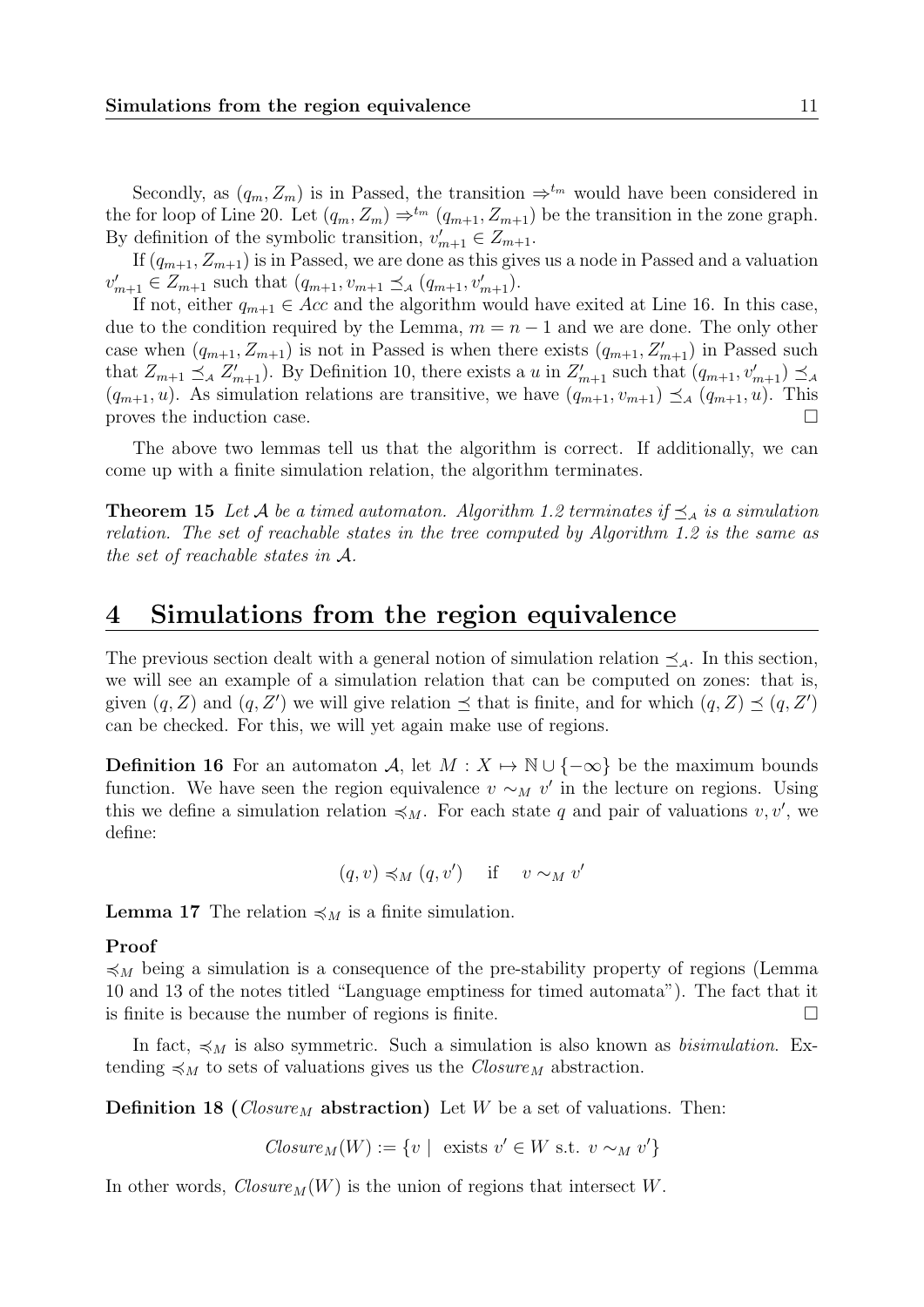Secondly, as $(q_m, Z_m)$ is in Passed, the transition $\Rightarrow^{t_m}$ would have been considered in the for loop of Line 20. Let $(q_m, Z_m) \Rightarrow^{t_m} (q_{m+1}, Z_{m+1})$ be the transition in the zone graph. By definition of the symbolic transition, $v'_{m+1} \in Z_{m+1}$.

If $(q_{m+1}, Z_{m+1})$ is in Passed, we are done as this gives us a node in Passed and a valuation $v'_{m+1} \in Z_{m+1}$ such that $(q_{m+1}, v_{m+1} \preceq_{\mathcal{A}} (q_{m+1}, v'_{m+1})$.

If not, either $q_{m+1} \in Acc$ and the algorithm would have exited at Line 16. In this case, due to the condition required by the Lemma, $m = n - 1$ and we are done. The only other case when $(q_{m+1}, Z_{m+1})$ is not in Passed is when there exists $(q_{m+1}, Z'_{m+1})$ in Passed such that $Z_{m+1} \preceq_{\mathcal{A}} Z'_{m+1})$. By Definition 10, there exists a $u$ in $Z'_{m+1}$ such that $(q_{m+1}, v'_{m+1}) \preceq_{\mathcal{A}} (q_{m+1}, u)$. As simulation relations are transitive, we have $(q_{m+1}, v_{m+1}) \preceq_{\mathcal{A}} (q_{m+1}, u)$. This proves the induction case. $\square$

The above two lemmas tell us that the algorithm is correct. If additionally, we can come up with a finite simulation relation, the algorithm terminates.

**Theorem 15** *Let $\mathcal{A}$ be a timed automaton. Algorithm 1.2 terminates if $\preceq_{\mathcal{A}}$ is a simulation relation. The set of reachable states in the tree computed by Algorithm 1.2 is the same as the set of reachable states in $\mathcal{A}$.*

# 4 Simulations from the region equivalence

The previous section dealt with a general notion of simulation relation $\preceq_{\mathcal{A}}$. In this section, we will see an example of a simulation relation that can be computed on zones: that is, given $(q, Z)$ and $(q, Z')$ we will give relation $\preceq$ that is finite, and for which $(q, Z) \preceq (q, Z')$ can be checked. For this, we will yet again make use of regions.

**Definition 16** For an automaton $\mathcal{A}$, let $M : X \mapsto \mathbb{N} \cup \{-\infty\}$ be the maximum bounds function. We have seen the region equivalence $v \sim_M v'$ in the lecture on regions. Using this we define a simulation relation $\preccurlyeq_M$. For each state $q$ and pair of valuations $v, v'$, we define:

$$(q, v) \preccurlyeq_M (q, v') \quad \text{if} \quad v \sim_M v'$$

**Lemma 17** The relation $\preccurlyeq_M$ is a finite simulation.

**Proof**
$\preccurlyeq_M$ being a simulation is a consequence of the pre-stability property of regions (Lemma 10 and 13 of the notes titled "Language emptiness for timed automata"). The fact that it is finite is because the number of regions is finite. $\square$

In fact, $\preccurlyeq_M$ is also symmetric. Such a simulation is also known as *bisimulation*. Extending $\preccurlyeq_M$ to sets of valuations gives us the $Closure_M$ abstraction.

**Definition 18 ($Closure_M$ abstraction)** Let $W$ be a set of valuations. Then:

$$Closure_M(W) := \{v \mid \text{ exists } v' \in W \text{ s.t. } v \sim_M v'\}$$

In other words, $Closure_M(W)$ is the union of regions that intersect $W$.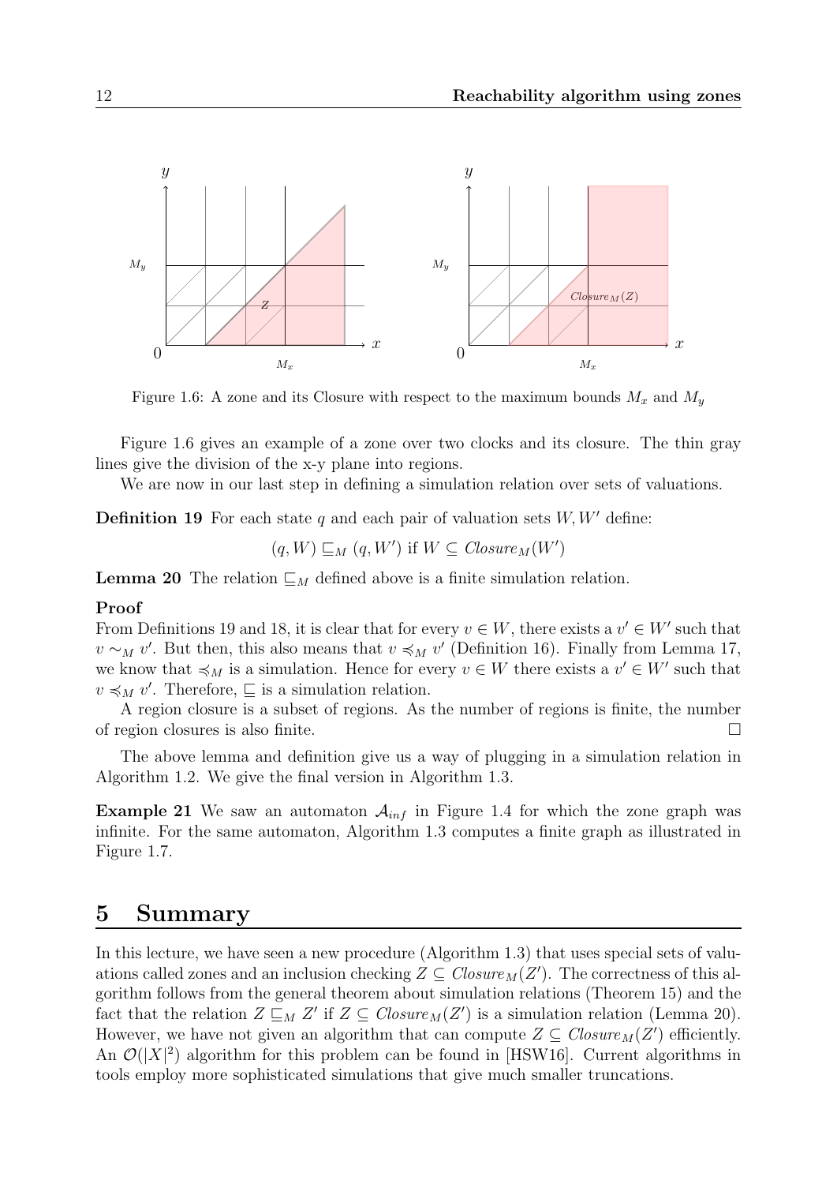Figure 1.6: A zone and its Closure with respect to the maximum bounds $M_x$ and $M_y$

Figure 1.6 gives an example of a zone over two clocks and its closure. The thin gray lines give the division of the x-y plane into regions.

We are now in our last step in defining a simulation relation over sets of valuations.

**Definition 19** For each state $q$ and each pair of valuation sets $W, W'$ define:

$$(q, W) \sqsubseteq_M (q, W') \text{ if } W \subseteq \mathit{Closure}_M(W')$$

**Lemma 20** The relation $\sqsubseteq_M$ defined above is a finite simulation relation.

**Proof**

From Definitions 19 and 18, it is clear that for every $v \in W$, there exists a $v' \in W'$ such that $v \sim_M v'$. But then, this also means that $v \preccurlyeq_M v'$ (Definition 16). Finally from Lemma 17, we know that $\preccurlyeq_M$ is a simulation. Hence for every $v \in W$ there exists a $v' \in W'$ such that $v \preccurlyeq_M v'$. Therefore, $\sqsubseteq$ is a simulation relation.

A region closure is a subset of regions. As the number of regions is finite, the number of region closures is also finite. □

The above lemma and definition give us a way of plugging in a simulation relation in Algorithm 1.2. We give the final version in Algorithm 1.3.

**Example 21** We saw an automaton $\mathcal{A}_{inf}$ in Figure 1.4 for which the zone graph was infinite. For the same automaton, Algorithm 1.3 computes a finite graph as illustrated in Figure 1.7.

## 5 Summary

In this lecture, we have seen a new procedure (Algorithm 1.3) that uses special sets of valuations called zones and an inclusion checking $Z \subseteq \mathit{Closure}_M(Z')$. The correctness of this algorithm follows from the general theorem about simulation relations (Theorem 15) and the fact that the relation $Z \sqsubseteq_M Z'$ if $Z \subseteq \mathit{Closure}_M(Z')$ is a simulation relation (Lemma 20). However, we have not given an algorithm that can compute $Z \subseteq \mathit{Closure}_M(Z')$ efficiently. An $\mathcal{O}(|X|^2)$ algorithm for this problem can be found in [HSW16]. Current algorithms in tools employ more sophisticated simulations that give much smaller truncations.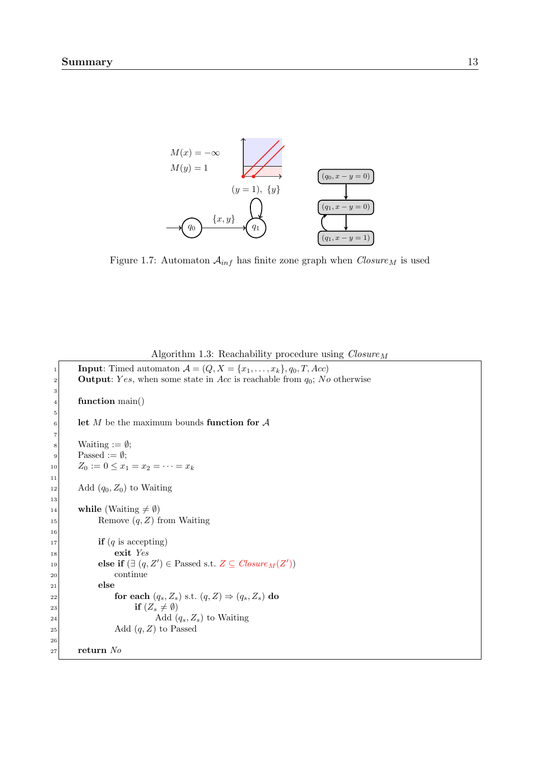Figure 1.7: Automaton $\mathcal{A}_{inf}$ has finite zone graph when $Closure_M$ is used

Algorithm 1.3: Reachability procedure using $Closure_M$

```
1   Input: Timed automaton A = (Q, X = {x_1, ..., x_k}, q_0, T, Acc)
2   Output: Yes, when some state in Acc is reachable from q_0; No otherwise
3
4   function main()
5
6   let M be the maximum bounds function for A
7
8   Waiting := ∅;
9   Passed := ∅;
10  Z_0 := 0 ≤ x_1 = x_2 = ··· = x_k
11
12  Add (q_0, Z_0) to Waiting
13
14  while (Waiting ≠ ∅)
15      Remove (q, Z) from Waiting
16
17      if (q is accepting)
18          exit Yes
19      else if (∃ (q, Z') ∈ Passed s.t. Z ⊆ Closure_M(Z'))
20          continue
21      else
22          for each (q_s, Z_s) s.t. (q, Z) ⇒ (q_s, Z_s) do
23              if (Z_s ≠ ∅)
24                  Add (q_s, Z_s) to Waiting
25          Add (q, Z) to Passed
26
27  return No
```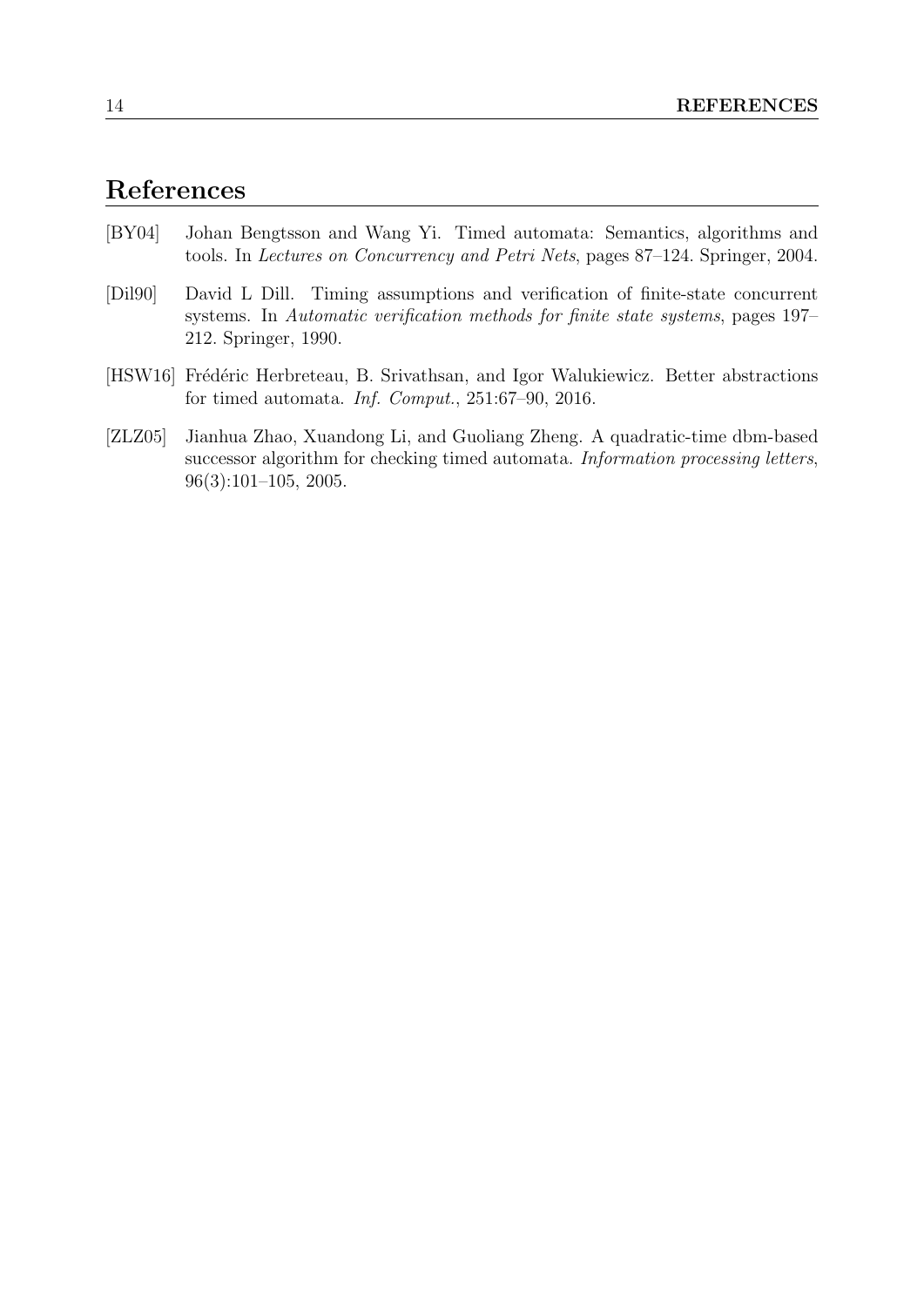# References

[BY04] Johan Bengtsson and Wang Yi. Timed automata: Semantics, algorithms and tools. In *Lectures on Concurrency and Petri Nets*, pages 87–124. Springer, 2004.

[Dil90] David L Dill. Timing assumptions and verification of finite-state concurrent systems. In *Automatic verification methods for finite state systems*, pages 197–212. Springer, 1990.

[HSW16] Frédéric Herbreteau, B. Srivathsan, and Igor Walukiewicz. Better abstractions for timed automata. *Inf. Comput.*, 251:67–90, 2016.

[ZLZ05] Jianhua Zhao, Xuandong Li, and Guoliang Zheng. A quadratic-time dbm-based successor algorithm for checking timed automata. *Information processing letters*, 96(3):101–105, 2005.